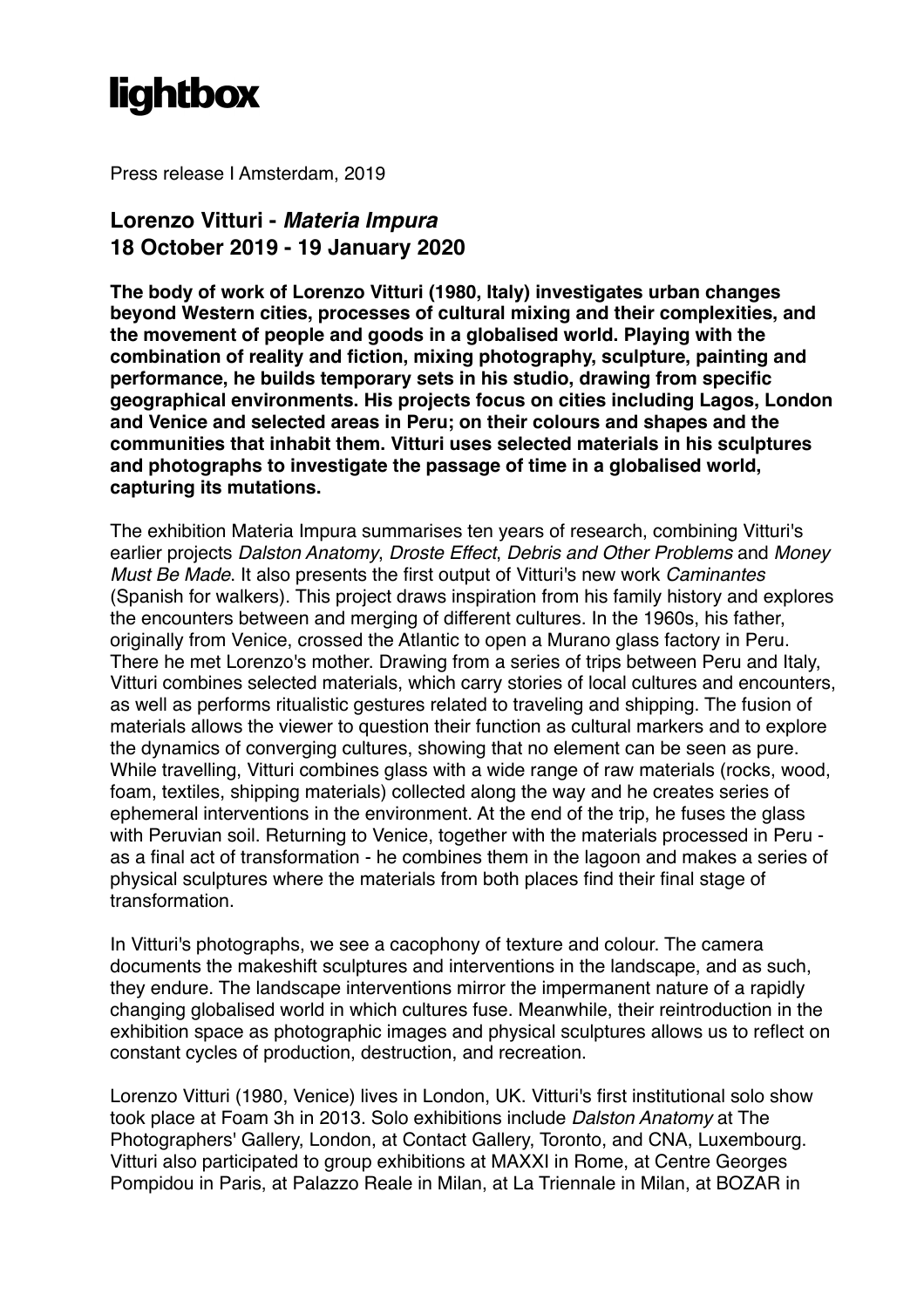# lightbox

Press release I Amsterdam, 2019

## Lorenzo Vitturi - *Materia Impura*
## 18 October 2019 - 19 January 2020

**The body of work of Lorenzo Vitturi (1980, Italy) investigates urban changes beyond Western cities, processes of cultural mixing and their complexities, and the movement of people and goods in a globalised world. Playing with the combination of reality and fiction, mixing photography, sculpture, painting and performance, he builds temporary sets in his studio, drawing from specific geographical environments. His projects focus on cities including Lagos, London and Venice and selected areas in Peru; on their colours and shapes and the communities that inhabit them. Vitturi uses selected materials in his sculptures and photographs to investigate the passage of time in a globalised world, capturing its mutations.**

The exhibition Materia Impura summarises ten years of research, combining Vitturi's earlier projects *Dalston Anatomy*, *Droste Effect*, *Debris and Other Problems* and *Money Must Be Made*. It also presents the first output of Vitturi's new work *Caminantes* (Spanish for walkers). This project draws inspiration from his family history and explores the encounters between and merging of different cultures. In the 1960s, his father, originally from Venice, crossed the Atlantic to open a Murano glass factory in Peru. There he met Lorenzo's mother. Drawing from a series of trips between Peru and Italy, Vitturi combines selected materials, which carry stories of local cultures and encounters, as well as performs ritualistic gestures related to traveling and shipping. The fusion of materials allows the viewer to question their function as cultural markers and to explore the dynamics of converging cultures, showing that no element can be seen as pure. While travelling, Vitturi combines glass with a wide range of raw materials (rocks, wood, foam, textiles, shipping materials) collected along the way and he creates series of ephemeral interventions in the environment. At the end of the trip, he fuses the glass with Peruvian soil. Returning to Venice, together with the materials processed in Peru - as a final act of transformation - he combines them in the lagoon and makes a series of physical sculptures where the materials from both places find their final stage of transformation.

In Vitturi's photographs, we see a cacophony of texture and colour. The camera documents the makeshift sculptures and interventions in the landscape, and as such, they endure. The landscape interventions mirror the impermanent nature of a rapidly changing globalised world in which cultures fuse. Meanwhile, their reintroduction in the exhibition space as photographic images and physical sculptures allows us to reflect on constant cycles of production, destruction, and recreation.

Lorenzo Vitturi (1980, Venice) lives in London, UK. Vitturi's first institutional solo show took place at Foam 3h in 2013. Solo exhibitions include *Dalston Anatomy* at The Photographers' Gallery, London, at Contact Gallery, Toronto, and CNA, Luxembourg. Vitturi also participated to group exhibitions at MAXXI in Rome, at Centre Georges Pompidou in Paris, at Palazzo Reale in Milan, at La Triennale in Milan, at BOZAR in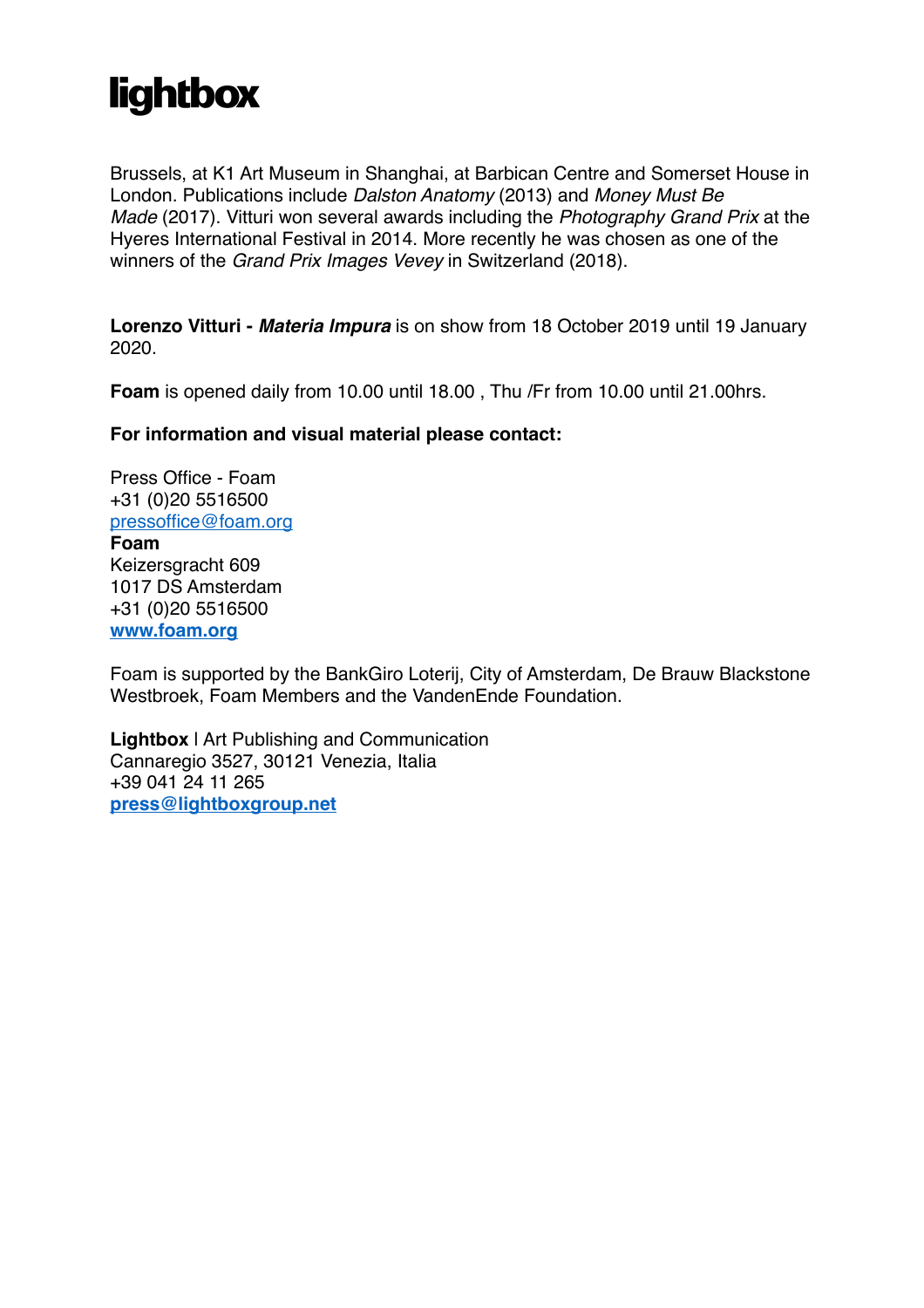Brussels, at K1 Art Museum in Shanghai, at Barbican Centre and Somerset House in London. Publications include *Dalston Anatomy* (2013) and *Money Must Be Made* (2017). Vitturi won several awards including the *Photography Grand Prix* at the Hyeres International Festival in 2014. More recently he was chosen as one of the winners of the *Grand Prix Images Vevey* in Switzerland (2018).

**Lorenzo Vitturi - *Materia Impura*** is on show from 18 October 2019 until 19 January 2020.

**Foam** is opened daily from 10.00 until 18.00 , Thu /Fr from 10.00 until 21.00hrs.

**For information and visual material please contact:**

Press Office - Foam  
+31 (0)20 5516500  
pressoffice@foam.org  
**Foam**  
Keizersgracht 609  
1017 DS Amsterdam  
+31 (0)20 5516500  
**www.foam.org**

Foam is supported by the BankGiro Loterij, City of Amsterdam, De Brauw Blackstone Westbroek, Foam Members and the VandenEnde Foundation.

**Lightbox** I Art Publishing and Communication  
Cannaregio 3527, 30121 Venezia, Italia  
+39 041 24 11 265  
**press@lightboxgroup.net**